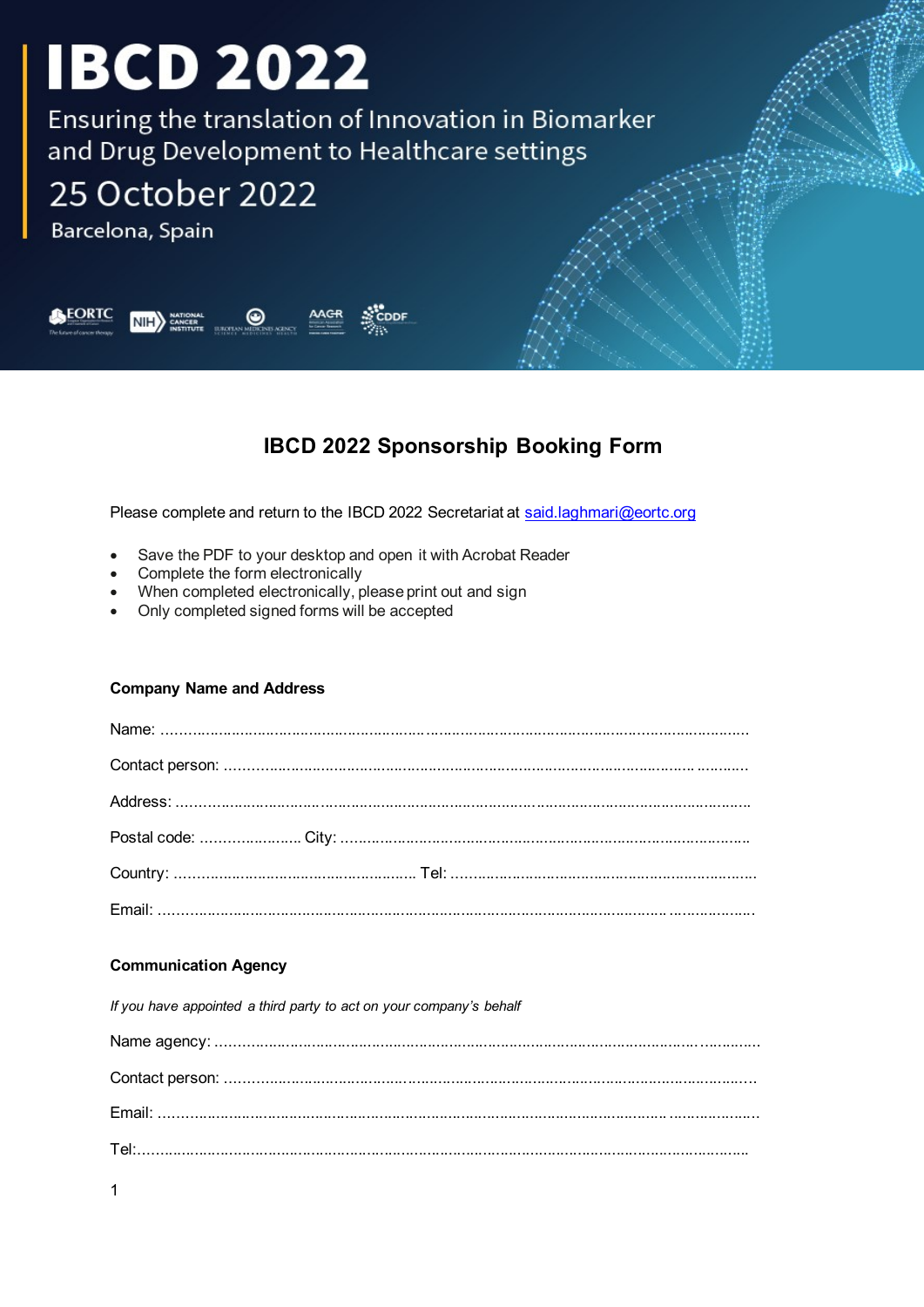# IBCD 2022

Ensuring the translation of Innovation in Biomarker and Drug Development to Healthcare settings

25 October 2022

Barcelona, Spain

## IBCD 2022 Sponsorship Booking Form

Please complete and return to the IBCD 2022 Secretariat at said.laghmari@eortc.org

- Save the PDF to your desktop and open it with Acrobat Reader
- Complete the form electronically
- When completed electronically, please print out and sign
- Only completed signed forms will be accepted

### Company Name and Address

Name: ..................................................................................................................................

Contact person: ....................................................................................................................

Address: ..............................................................................................................................

Postal code: ........................ City: .......................................................................................

Country: ...................................................... Tel: .................................................................

Email: ...................................................................................................................................

### Communication Agency

*If you have appointed a third party to act on your company's behalf*

Name agency: .......................................................................................................................

Contact person: .....................................................................................................................

Email: ....................................................................................................................................

Tel: ........................................................................................................................................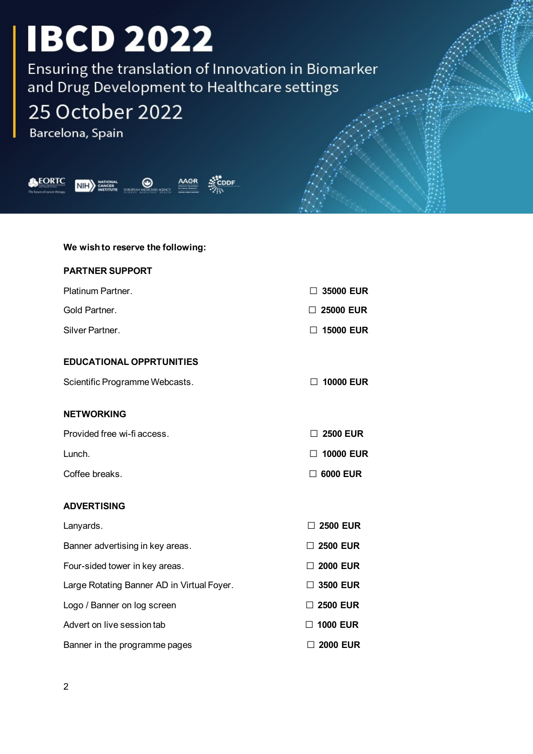# IBCD 2022

Ensuring the translation of Innovation in Biomarker and Drug Development to Healthcare settings

25 October 2022

Barcelona, Spain

**We wish to reserve the following:**

**PARTNER SUPPORT**

| | |
|---|---|
| Platinum Partner. | ☐ **35000 EUR** |
| Gold Partner. | ☐ **25000 EUR** |
| Silver Partner. | ☐ **15000 EUR** |

**EDUCATIONAL OPPRTUNITIES**

| | |
|---|---|
| Scientific Programme Webcasts. | ☐ **10000 EUR** |

**NETWORKING**

| | |
|---|---|
| Provided free wi-fi access. | ☐ **2500 EUR** |
| Lunch. | ☐ **10000 EUR** |
| Coffee breaks. | ☐ **6000 EUR** |

**ADVERTISING**

| | |
|---|---|
| Lanyards. | ☐ **2500 EUR** |
| Banner advertising in key areas. | ☐ **2500 EUR** |
| Four-sided tower in key areas. | ☐ **2000 EUR** |
| Large Rotating Banner AD in Virtual Foyer. | ☐ **3500 EUR** |
| Logo / Banner on log screen | ☐ **2500 EUR** |
| Advert on live session tab | ☐ **1000 EUR** |
| Banner in the programme pages | ☐ **2000 EUR** |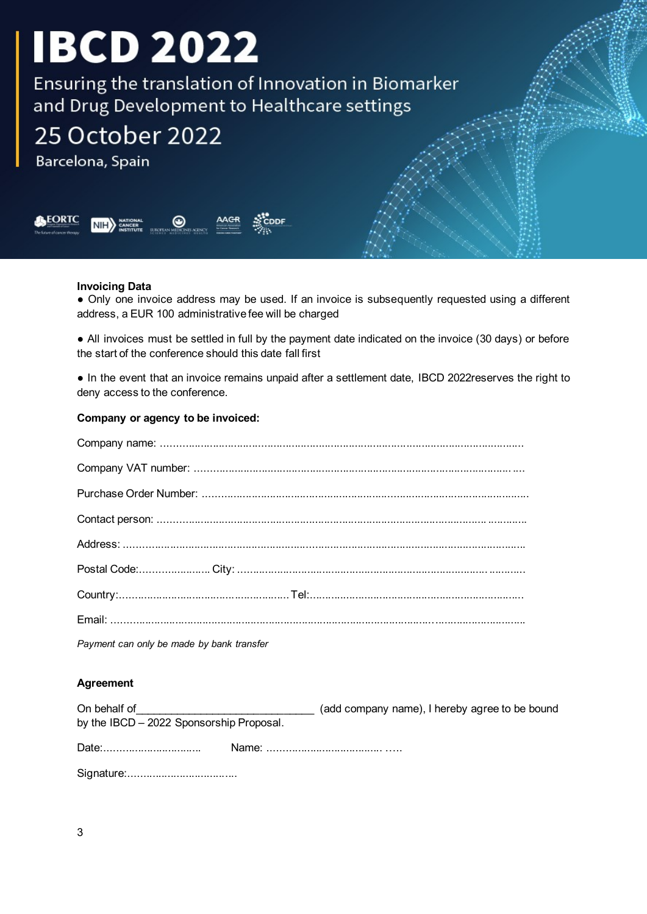# IBCD 2022

Ensuring the translation of Innovation in Biomarker and Drug Development to Healthcare settings

25 October 2022

Barcelona, Spain

**Invoicing Data**

● Only one invoice address may be used. If an invoice is subsequently requested using a different address, a EUR 100 administrative fee will be charged

● All invoices must be settled in full by the payment date indicated on the invoice (30 days) or before the start of the conference should this date fall first

● In the event that an invoice remains unpaid after a settlement date, IBCD 2022reserves the right to deny access to the conference.

**Company or agency to be invoiced:**

Company name: ……………………………………………………………………………………………………

Company VAT number: ……………………………………………………………………………………….….

Purchase Order Number: …………………………………………………………………………………………

Contact person: …………………………………………………………………………………………. …………

Address: ……………………………………………………………………………………………………………

Postal Code:………………….. City: ………………………………………………………………….. …………

Country:…………………………………………….. Tel:…………………………………………………………

Email: …………………………………………………………………………………………………………………

*Payment can only be made by bank transfer*

**Agreement**

On behalf of______________________________ (add company name), I hereby agree to be bound by the IBCD – 2022 Sponsorship Proposal.

Date:…………………………. Name: ……………………………… …..

Signature:……………………………..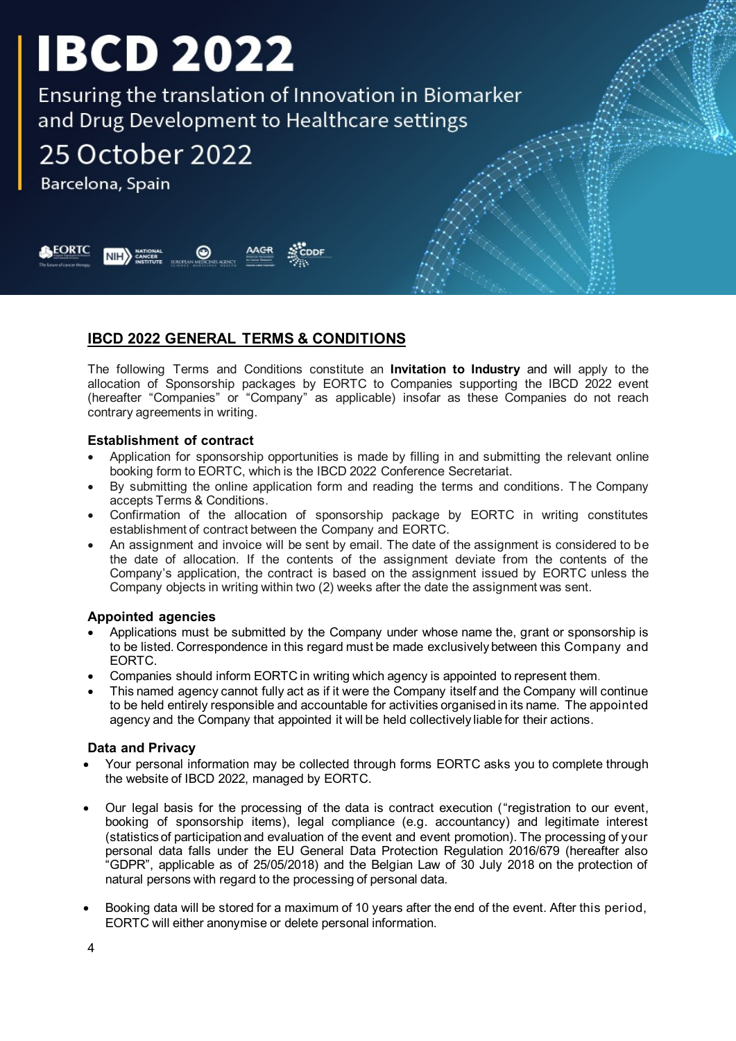# IBCD 2022

Ensuring the translation of Innovation in Biomarker and Drug Development to Healthcare settings

25 October 2022

Barcelona, Spain

## IBCD 2022 GENERAL TERMS & CONDITIONS

The following Terms and Conditions constitute an **Invitation to Industry** and will apply to the allocation of Sponsorship packages by EORTC to Companies supporting the IBCD 2022 event (hereafter "Companies" or "Company" as applicable) insofar as these Companies do not reach contrary agreements in writing.

### Establishment of contract

- Application for sponsorship opportunities is made by filling in and submitting the relevant online booking form to EORTC, which is the IBCD 2022 Conference Secretariat.
- By submitting the online application form and reading the terms and conditions. The Company accepts Terms & Conditions.
- Confirmation of the allocation of sponsorship package by EORTC in writing constitutes establishment of contract between the Company and EORTC.
- An assignment and invoice will be sent by email. The date of the assignment is considered to be the date of allocation. If the contents of the assignment deviate from the contents of the Company's application, the contract is based on the assignment issued by EORTC unless the Company objects in writing within two (2) weeks after the date the assignment was sent.

### Appointed agencies

- Applications must be submitted by the Company under whose name the, grant or sponsorship is to be listed. Correspondence in this regard must be made exclusively between this Company and EORTC.
- Companies should inform EORTC in writing which agency is appointed to represent them.
- This named agency cannot fully act as if it were the Company itself and the Company will continue to be held entirely responsible and accountable for activities organised in its name. The appointed agency and the Company that appointed it will be held collectively liable for their actions.

### Data and Privacy

- Your personal information may be collected through forms EORTC asks you to complete through the website of IBCD 2022, managed by EORTC.
- Our legal basis for the processing of the data is contract execution ("registration to our event, booking of sponsorship items), legal compliance (e.g. accountancy) and legitimate interest (statistics of participation and evaluation of the event and event promotion). The processing of your personal data falls under the EU General Data Protection Regulation 2016/679 (hereafter also "GDPR", applicable as of 25/05/2018) and the Belgian Law of 30 July 2018 on the protection of natural persons with regard to the processing of personal data.
- Booking data will be stored for a maximum of 10 years after the end of the event. After this period, EORTC will either anonymise or delete personal information.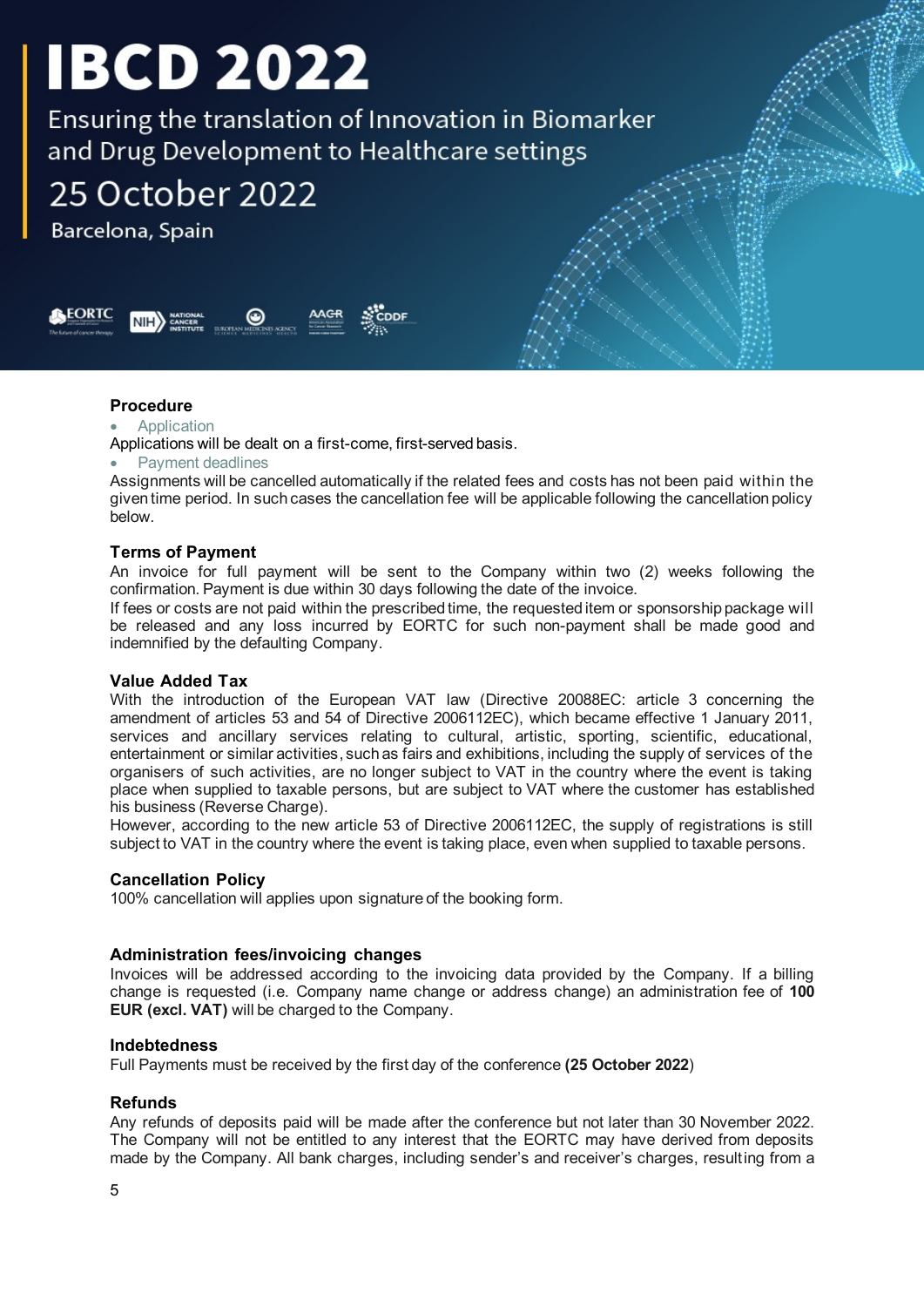# IBCD 2022

Ensuring the translation of Innovation in Biomarker and Drug Development to Healthcare settings

25 October 2022

Barcelona, Spain

### Procedure

- Application

Applications will be dealt on a first-come, first-served basis.

- Payment deadlines

Assignments will be cancelled automatically if the related fees and costs has not been paid within the given time period. In such cases the cancellation fee will be applicable following the cancellation policy below.

### Terms of Payment

An invoice for full payment will be sent to the Company within two (2) weeks following the confirmation. Payment is due within 30 days following the date of the invoice.

If fees or costs are not paid within the prescribed time, the requested item or sponsorship package will be released and any loss incurred by EORTC for such non-payment shall be made good and indemnified by the defaulting Company.

### Value Added Tax

With the introduction of the European VAT law (Directive 20088EC: article 3 concerning the amendment of articles 53 and 54 of Directive 2006112EC), which became effective 1 January 2011, services and ancillary services relating to cultural, artistic, sporting, scientific, educational, entertainment or similar activities, such as fairs and exhibitions, including the supply of services of the organisers of such activities, are no longer subject to VAT in the country where the event is taking place when supplied to taxable persons, but are subject to VAT where the customer has established his business (Reverse Charge).

However, according to the new article 53 of Directive 2006112EC, the supply of registrations is still subject to VAT in the country where the event is taking place, even when supplied to taxable persons.

### Cancellation Policy

100% cancellation will applies upon signature of the booking form.

### Administration fees/invoicing changes

Invoices will be addressed according to the invoicing data provided by the Company. If a billing change is requested (i.e. Company name change or address change) an administration fee of **100 EUR (excl. VAT)** will be charged to the Company.

### Indebtedness

Full Payments must be received by the first day of the conference **(25 October 2022**)

### Refunds

Any refunds of deposits paid will be made after the conference but not later than 30 November 2022. The Company will not be entitled to any interest that the EORTC may have derived from deposits made by the Company. All bank charges, including sender's and receiver's charges, resulting from a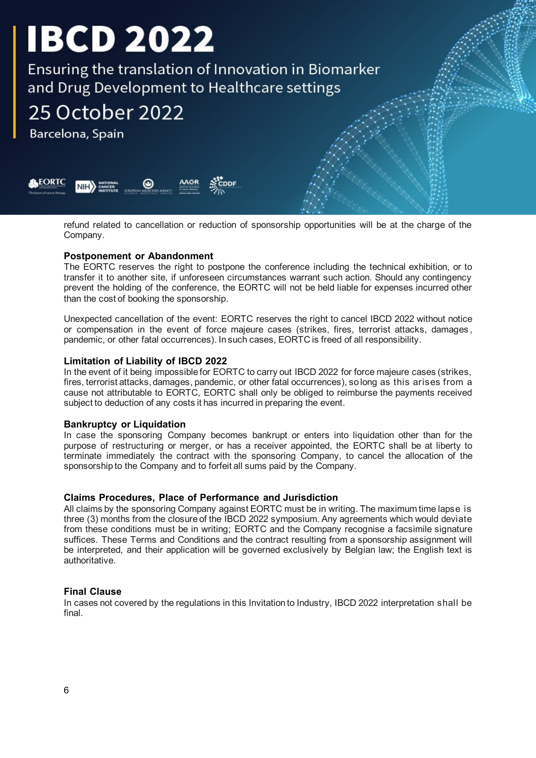refund related to cancellation or reduction of sponsorship opportunities will be at the charge of the Company.

**Postponement or Abandonment**

The EORTC reserves the right to postpone the conference including the technical exhibition, or to transfer it to another site, if unforeseen circumstances warrant such action. Should any contingency prevent the holding of the conference, the EORTC will not be held liable for expenses incurred other than the cost of booking the sponsorship.

Unexpected cancellation of the event: EORTC reserves the right to cancel IBCD 2022 without notice or compensation in the event of force majeure cases (strikes, fires, terrorist attacks, damages, pandemic, or other fatal occurrences). In such cases, EORTC is freed of all responsibility.

**Limitation of Liability of IBCD 2022**

In the event of it being impossible for EORTC to carry out IBCD 2022 for force majeure cases (strikes, fires, terrorist attacks, damages, pandemic, or other fatal occurrences), so long as this arises from a cause not attributable to EORTC, EORTC shall only be obliged to reimburse the payments received subject to deduction of any costs it has incurred in preparing the event.

**Bankruptcy or Liquidation**

In case the sponsoring Company becomes bankrupt or enters into liquidation other than for the purpose of restructuring or merger, or has a receiver appointed, the EORTC shall be at liberty to terminate immediately the contract with the sponsoring Company, to cancel the allocation of the sponsorship to the Company and to forfeit all sums paid by the Company.

**Claims Procedures, Place of Performance and Jurisdiction**

All claims by the sponsoring Company against EORTC must be in writing. The maximum time lapse is three (3) months from the closure of the IBCD 2022 symposium. Any agreements which would deviate from these conditions must be in writing; EORTC and the Company recognise a facsimile signature suffices. These Terms and Conditions and the contract resulting from a sponsorship assignment will be interpreted, and their application will be governed exclusively by Belgian law; the English text is authoritative.

**Final Clause**

In cases not covered by the regulations in this Invitation to Industry, IBCD 2022 interpretation shall be final.